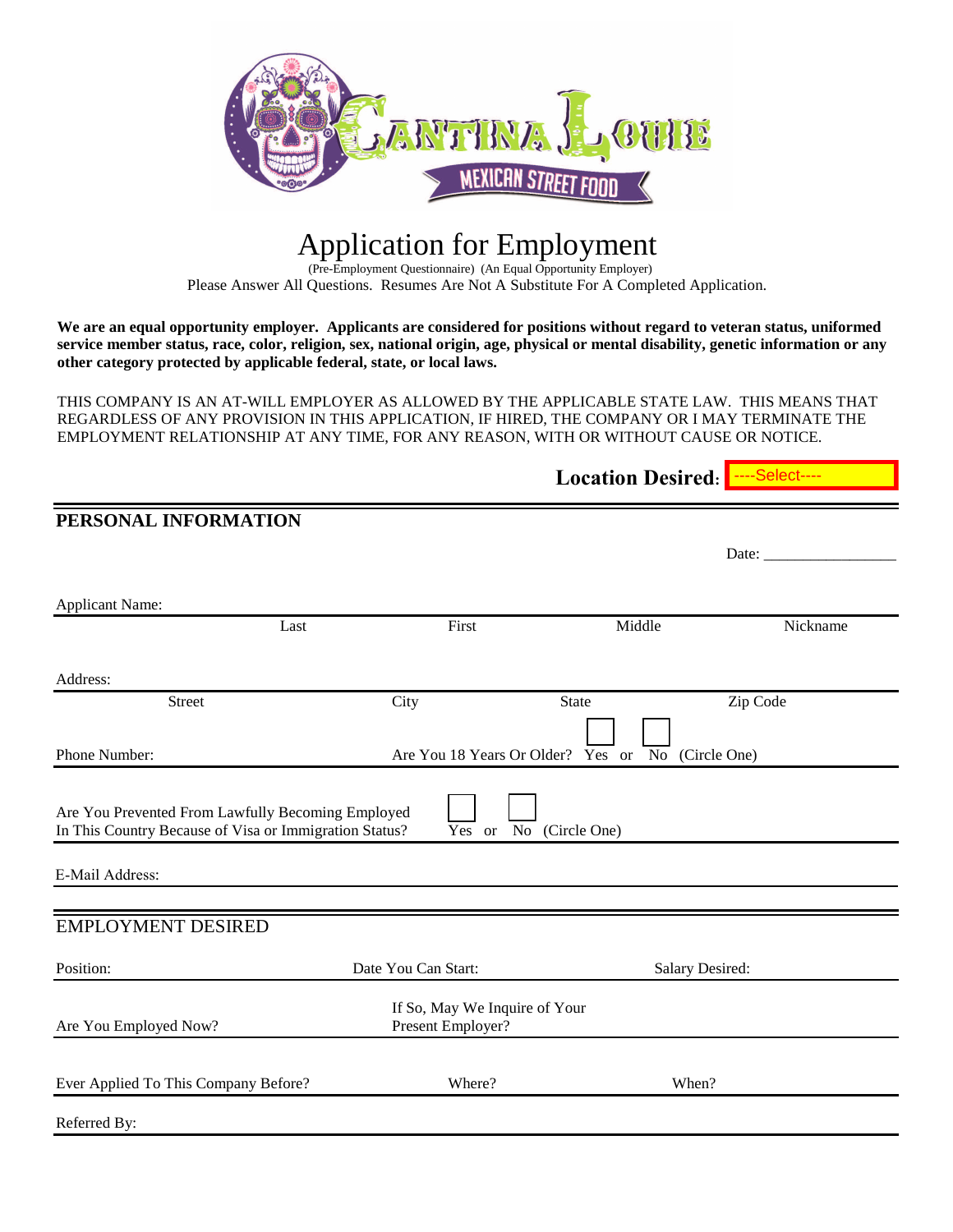CANTINA LOUIE
MEXICAN STREET FOOD

# Application for Employment

(Pre-Employment Questionnaire) (An Equal Opportunity Employer)

Please Answer All Questions. Resumes Are Not A Substitute For A Completed Application.

**We are an equal opportunity employer. Applicants are considered for positions without regard to veteran status, uniformed service member status, race, color, religion, sex, national origin, age, physical or mental disability, genetic information or any other category protected by applicable federal, state, or local laws.**

THIS COMPANY IS AN AT-WILL EMPLOYER AS ALLOWED BY THE APPLICABLE STATE LAW. THIS MEANS THAT REGARDLESS OF ANY PROVISION IN THIS APPLICATION, IF HIRED, THE COMPANY OR I MAY TERMINATE THE EMPLOYMENT RELATIONSHIP AT ANY TIME, FOR ANY REASON, WITH OR WITHOUT CAUSE OR NOTICE.

**Location Desired:** ----Select----

## PERSONAL INFORMATION

Date: _________________

Applicant Name:

| Last | First | Middle | Nickname |
|---|---|---|---|

Address:

| Street | City | State | Zip Code |
|---|---|---|---|

Phone Number: Are You 18 Years Or Older? Yes or No (Circle One)

Are You Prevented From Lawfully Becoming Employed In This Country Because of Visa or Immigration Status? Yes or No (Circle One)

E-Mail Address:

## EMPLOYMENT DESIRED

Position: Date You Can Start: Salary Desired:

Are You Employed Now? If So, May We Inquire of Your Present Employer?

Ever Applied To This Company Before? Where? When?

Referred By: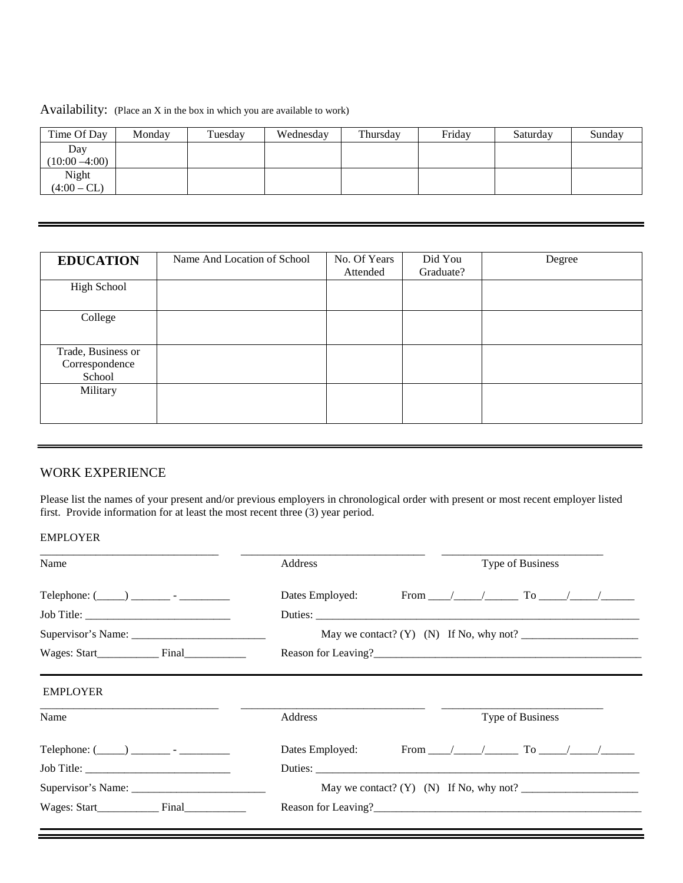Availability: (Place an X in the box in which you are available to work)

| Time Of Day | Monday | Tuesday | Wednesday | Thursday | Friday | Saturday | Sunday |
|---|---|---|---|---|---|---|---|
| Day (10:00 –4:00) | | | | | | | |
| Night (4:00 – CL) | | | | | | | |

---

| **EDUCATION** | Name And Location of School | No. Of Years Attended | Did You Graduate? | Degree |
|---|---|---|---|---|
| High School | | | | |
| College | | | | |
| Trade, Business or Correspondence School | | | | |
| Military | | | | |

---

## WORK EXPERIENCE

Please list the names of your present and/or previous employers in chronological order with present or most recent employer listed first. Provide information for at least the most recent three (3) year period.

EMPLOYER

________________________________ ________________________________ ____________________________

Name Address Type of Business

Telephone: (_____) _______ - _________ Dates Employed: From ____/_____/______ To _____/_____/______

Job Title: ___________________________ Duties: ____________________________________________________________

Supervisor's Name: _________________________ May we contact? (Y) (N) If No, why not? ______________________

Wages: Start___________ Final___________ Reason for Leaving?__________________________________________________

---

EMPLOYER

________________________________ ________________________________ ____________________________

Name Address Type of Business

Telephone: (_____) _______ - _________ Dates Employed: From ____/_____/______ To _____/_____/______

Job Title: ___________________________ Duties: ____________________________________________________________

Supervisor's Name: _________________________ May we contact? (Y) (N) If No, why not? ______________________

Wages: Start___________ Final___________ Reason for Leaving?__________________________________________________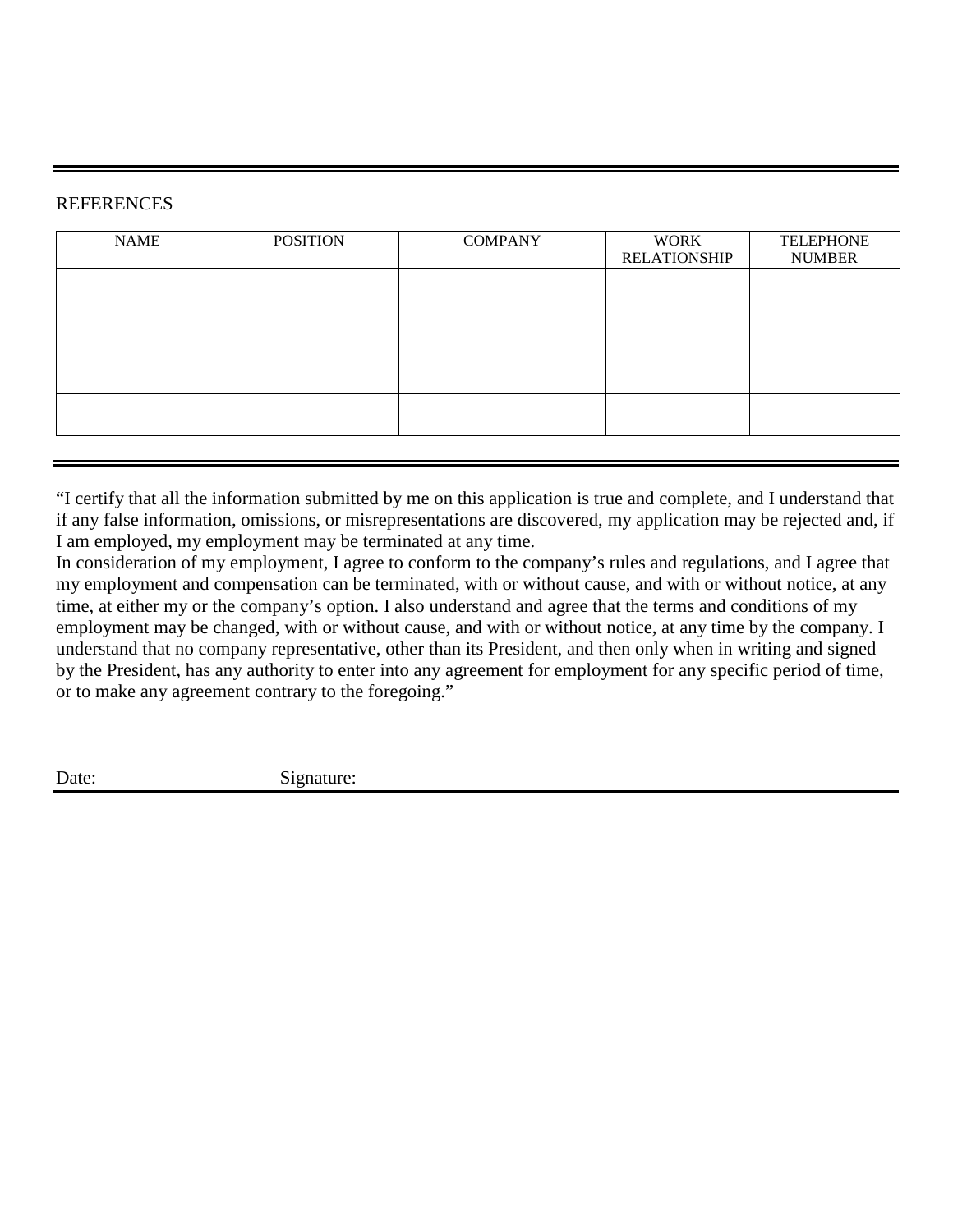## REFERENCES

| NAME | POSITION | COMPANY | WORK RELATIONSHIP | TELEPHONE NUMBER |
|---|---|---|---|---|
| | | | | |
| | | | | |
| | | | | |
| | | | | |

"I certify that all the information submitted by me on this application is true and complete, and I understand that if any false information, omissions, or misrepresentations are discovered, my application may be rejected and, if I am employed, my employment may be terminated at any time.
In consideration of my employment, I agree to conform to the company's rules and regulations, and I agree that my employment and compensation can be terminated, with or without cause, and with or without notice, at any time, at either my or the company's option. I also understand and agree that the terms and conditions of my employment may be changed, with or without cause, and with or without notice, at any time by the company. I understand that no company representative, other than its President, and then only when in writing and signed by the President, has any authority to enter into any agreement for employment for any specific period of time, or to make any agreement contrary to the foregoing."

Date: Signature: